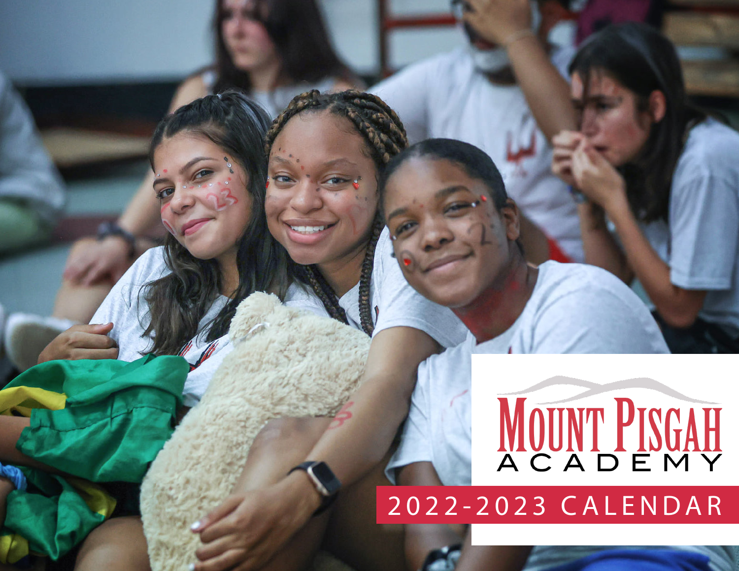# MOUNT PISGAH ACADEMY

## 2022-2023 CALENDAR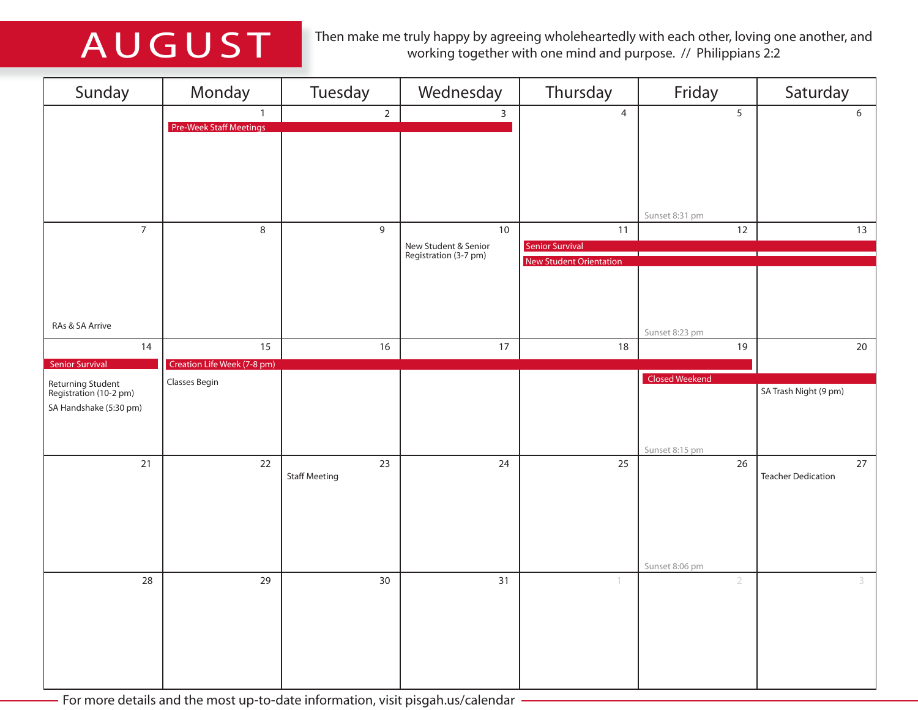# AUGUST

Then make me truly happy by agreeing wholeheartedly with each other, loving one another, and working together with one mind and purpose. // Philippians 2:2

| Sunday | Monday | Tuesday | Wednesday | Thursday | Friday | Saturday |
|---|---|---|---|---|---|---|
| | 1 Pre-Week Staff Meetings | 2 Pre-Week Staff Meetings | 3 Pre-Week Staff Meetings | 4 | 5 Sunset 8:31 pm | 6 |
| 7 RAs & SA Arrive | 8 | 9 | 10 New Student & Senior Registration (3-7 pm) | 11 Senior Survival; New Student Orientation | 12 Senior Survival; New Student Orientation; Sunset 8:23 pm | 13 Senior Survival; New Student Orientation |
| 14 Senior Survival; Returning Student Registration (10-2 pm); SA Handshake (5:30 pm) | 15 Creation Life Week (7-8 pm); Classes Begin | 16 Creation Life Week (7-8 pm) | 17 Creation Life Week (7-8 pm) | 18 Creation Life Week (7-8 pm) | 19 Creation Life Week (7-8 pm); Closed Weekend; Sunset 8:15 pm | 20 Closed Weekend; SA Trash Night (9 pm) |
| 21 | 22 | 23 Staff Meeting | 24 | 25 | 26 Sunset 8:06 pm | 27 Teacher Dedication |
| 28 | 29 | 30 | 31 | 1 | 2 | 3 |

For more details and the most up-to-date information, visit pisgah.us/calendar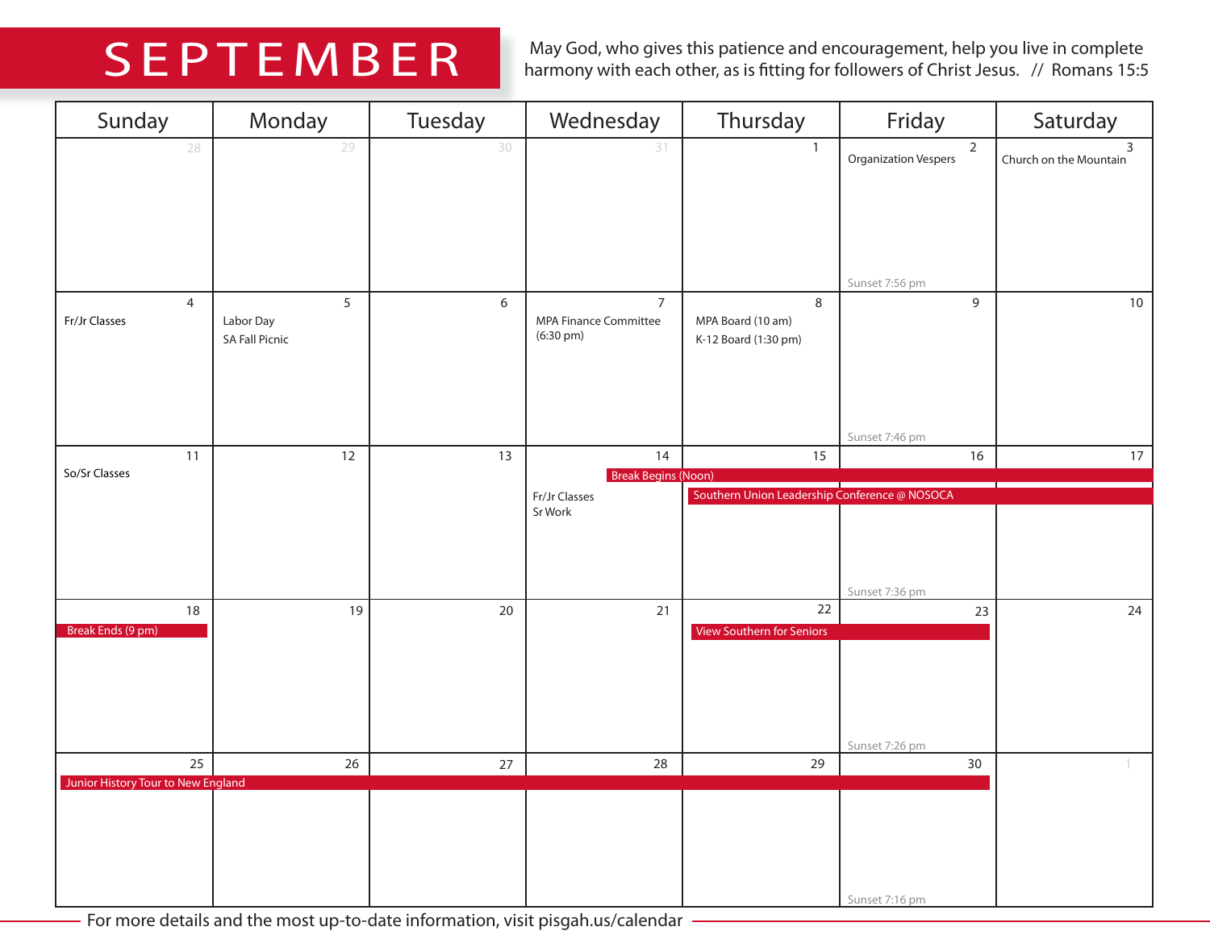# SEPTEMBER

May God, who gives this patience and encouragement, help you live in complete harmony with each other, as is fitting for followers of Christ Jesus. // Romans 15:5

| Sunday | Monday | Tuesday | Wednesday | Thursday | Friday | Saturday |
|---|---|---|---|---|---|---|
| 28 | 29 | 30 | 31 | 1 | 2 Organization Vespers<br>Sunset 7:56 pm | 3 Church on the Mountain |
| 4 Fr/Jr Classes | 5 Labor Day<br>SA Fall Picnic | 6 | 7 MPA Finance Committee (6:30 pm) | 8 MPA Board (10 am)<br>K-12 Board (1:30 pm) | 9<br>Sunset 7:46 pm | 10 |
| 11 So/Sr Classes | 12 | 13 | 14 Break Begins (Noon)<br>Fr/Jr Classes<br>Sr Work | 15 Southern Union Leadership Conference @ NOSOCA | 16<br>Sunset 7:36 pm | 17 |
| 18 Break Ends (9 pm) | 19 | 20 | 21 | 22 View Southern for Seniors | 23<br>Sunset 7:26 pm | 24 |
| 25 Junior History Tour to New England | 26 | 27 | 28 | 29 | 30<br>Sunset 7:16 pm | 1 |

For more details and the most up-to-date information, visit pisgah.us/calendar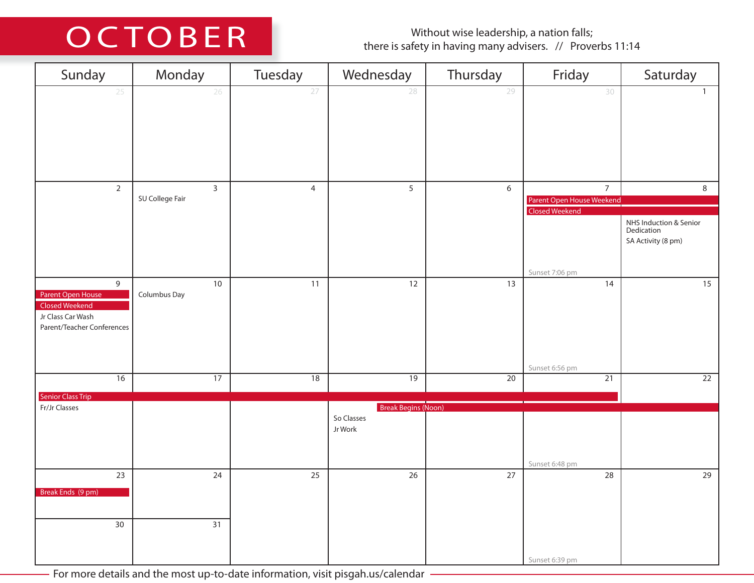# OCTOBER

Without wise leadership, a nation falls;
there is safety in having many advisers. // Proverbs 11:14

| Sunday | Monday | Tuesday | Wednesday | Thursday | Friday | Saturday |
|---|---|---|---|---|---|---|
| 25 | 26 | 27 | 28 | 29 | 30 | 1 |
| 2 | 3<br>SU College Fair | 4 | 5 | 6 | 7<br>Parent Open House Weekend<br>Closed Weekend<br>Sunset 7:06 pm | 8<br>NHS Induction & Senior Dedication<br>SA Activity (8 pm) |
| 9<br>Parent Open House<br>Closed Weekend<br>Jr Class Car Wash<br>Parent/Teacher Conferences | 10<br>Columbus Day | 11 | 12 | 13 | 14<br>Sunset 6:56 pm | 15 |
| 16<br>Senior Class Trip<br>Fr/Jr Classes | 17 | 18 | 19<br>Break Begins (Noon)<br>So Classes<br>Jr Work | 20 | 21<br>Sunset 6:48 pm | 22 |
| 23<br>Break Ends (9 pm) | 24 | 25 | 26 | 27 | 28<br>Sunset 6:39 pm | 29 |
| 30 | 31 | | | | | |

For more details and the most up-to-date information, visit pisgah.us/calendar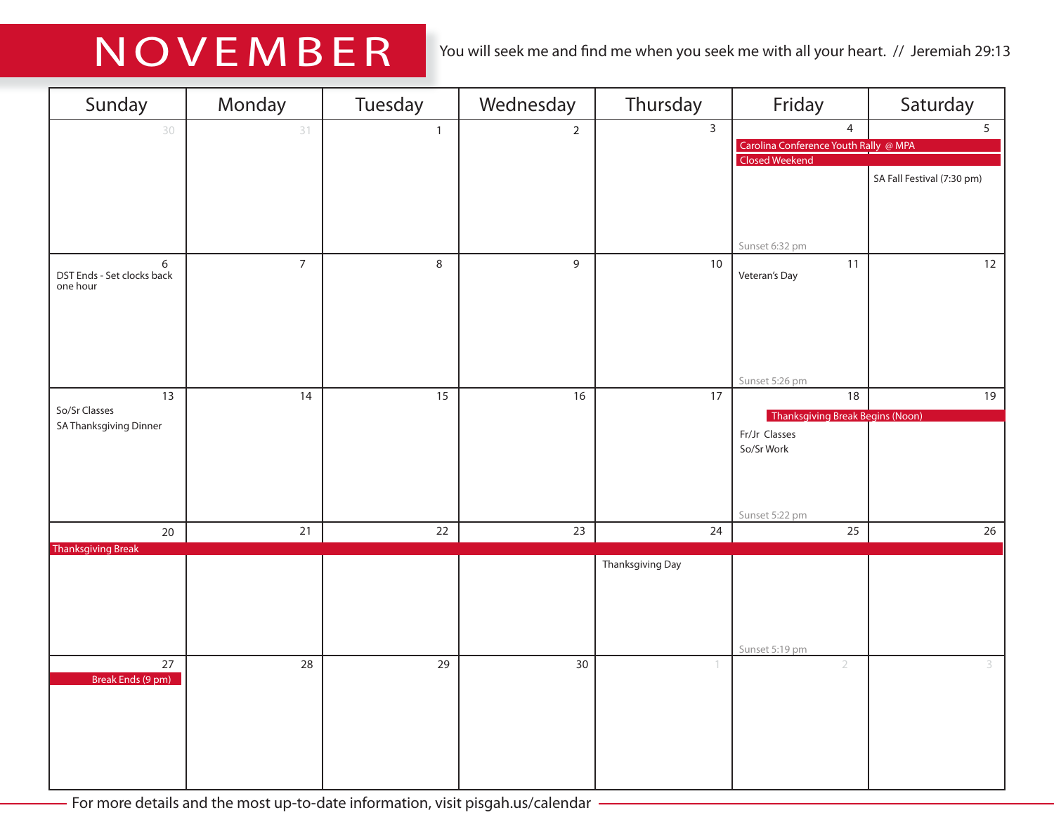# NOVEMBER

You will seek me and find me when you seek me with all your heart. // Jeremiah 29:13

| Sunday | Monday | Tuesday | Wednesday | Thursday | Friday | Saturday |
|---|---|---|---|---|---|---|
| 30 | 31 | 1 | 2 | 3 | 4<br>Carolina Conference Youth Rally @ MPA<br>Closed Weekend<br>Sunset 6:32 pm | 5<br>Carolina Conference Youth Rally @ MPA<br>Closed Weekend<br>SA Fall Festival (7:30 pm) |
| 6<br>DST Ends - Set clocks back one hour | 7 | 8 | 9 | 10 | 11<br>Veteran's Day<br>Sunset 5:26 pm | 12 |
| 13<br>So/Sr Classes<br>SA Thanksgiving Dinner | 14 | 15 | 16 | 17 | 18<br>Thanksgiving Break Begins (Noon)<br>Fr/Jr Classes<br>So/Sr Work<br>Sunset 5:22 pm | 19<br>Thanksgiving Break |
| 20<br>Thanksgiving Break | 21<br>Thanksgiving Break | 22<br>Thanksgiving Break | 23<br>Thanksgiving Break | 24<br>Thanksgiving Break<br>Thanksgiving Day | 25<br>Thanksgiving Break<br>Sunset 5:19 pm | 26<br>Thanksgiving Break |
| 27<br>Break Ends (9 pm) | 28 | 29 | 30 | 1 | 2 | 3 |

For more details and the most up-to-date information, visit pisgah.us/calendar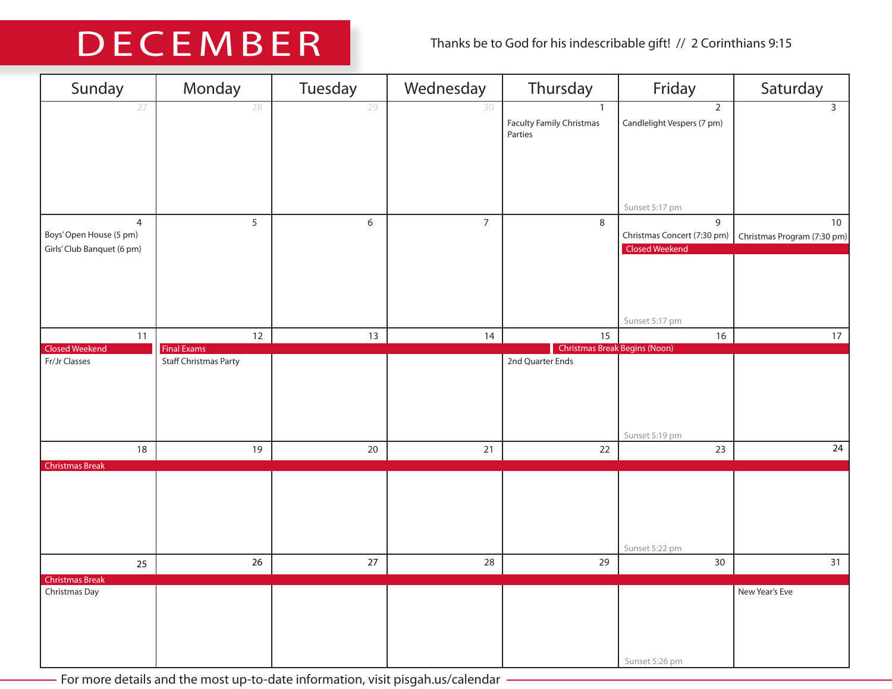# DECEMBER

Thanks be to God for his indescribable gift! // 2 Corinthians 9:15

| Sunday | Monday | Tuesday | Wednesday | Thursday | Friday | Saturday |
|---|---|---|---|---|---|---|
| 27 | 28 | 29 | 30 | 1<br>Faculty Family Christmas Parties | 2<br>Candlelight Vespers (7 pm)<br>Sunset 5:17 pm | 3 |
| 4<br>Boys' Open House (5 pm)<br>Girls' Club Banquet (6 pm) | 5 | 6 | 7 | 8 | 9<br>Christmas Concert (7:30 pm)<br>Closed Weekend<br>Sunset 5:17 pm | 10<br>Christmas Program (7:30 pm) |
| 11<br>Closed Weekend<br>Fr/Jr Classes | 12<br>Final Exams<br>Staff Christmas Party | 13 | 14 | 15<br>Christmas Break Begins (Noon)<br>2nd Quarter Ends | 16<br>Sunset 5:19 pm | 17 |
| 18<br>Christmas Break | 19 | 20 | 21 | 22 | 23<br>Sunset 5:22 pm | 24 |
| 25<br>Christmas Break<br>Christmas Day | 26 | 27 | 28 | 29 | 30<br>Sunset 5:26 pm | 31<br>New Year's Eve |

For more details and the most up-to-date information, visit pisgah.us/calendar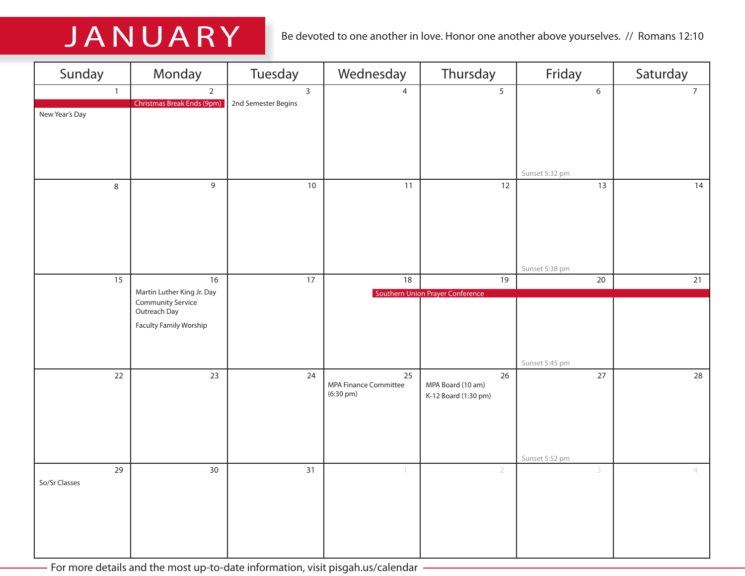# JANUARY

Be devoted to one another in love. Honor one another above yourselves. // Romans 12:10

| Sunday | Monday | Tuesday | Wednesday | Thursday | Friday | Saturday |
|---|---|---|---|---|---|---|
| 1<br>New Year's Day | 2<br>Christmas Break Ends (9pm) | 3<br>2nd Semester Begins | 4 | 5 | 6<br>Sunset 5:32 pm | 7 |
| 8 | 9 | 10 | 11 | 12 | 13<br>Sunset 5:38 pm | 14 |
| 15 | 16<br>Martin Luther King Jr. Day<br>Community Service Outreach Day<br>Faculty Family Worship | 17 | 18<br>Southern Union Prayer Conference | 19<br>Southern Union Prayer Conference | 20<br>Southern Union Prayer Conference<br>Sunset 5:45 pm | 21<br>Southern Union Prayer Conference |
| 22 | 23 | 24 | 25<br>MPA Finance Committee (6:30 pm) | 26<br>MPA Board (10 am)<br>K-12 Board (1:30 pm) | 27<br>Sunset 5:52 pm | 28 |
| 29<br>So/Sr Classes | 30 | 31 | 1 | 2 | 3 | 4 |

For more details and the most up-to-date information, visit pisgah.us/calendar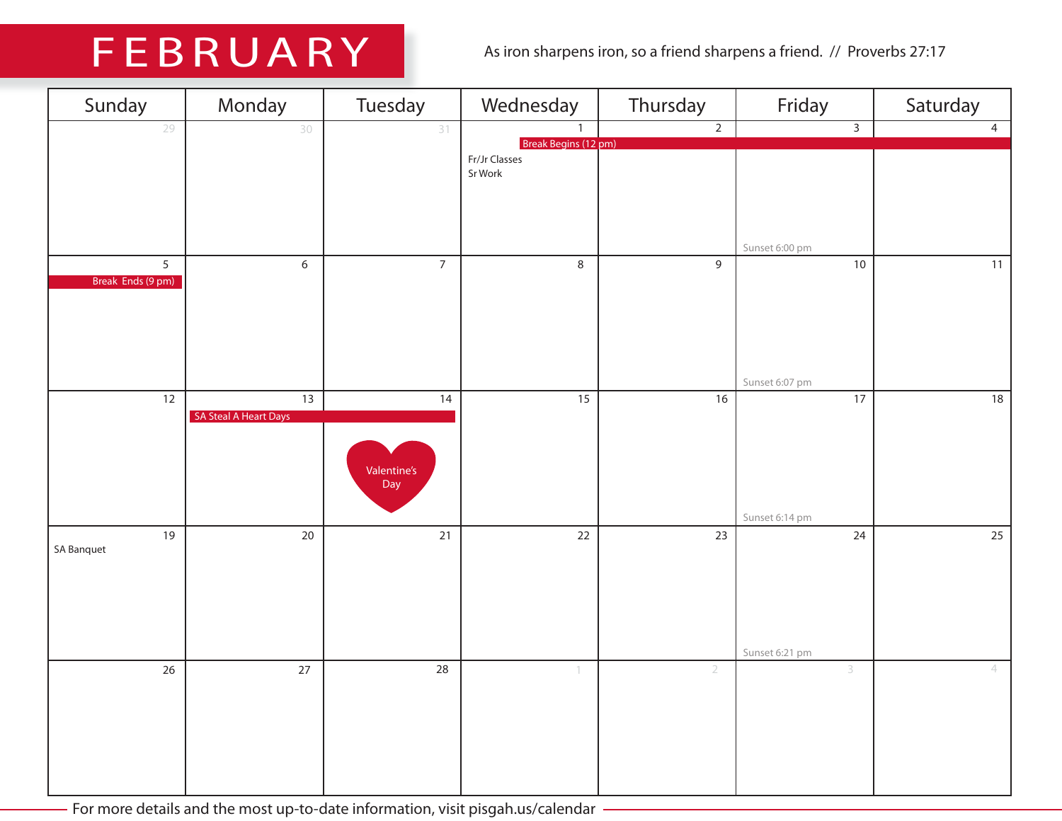# FEBRUARY

As iron sharpens iron, so a friend sharpens a friend. // Proverbs 27:17

| Sunday | Monday | Tuesday | Wednesday | Thursday | Friday | Saturday |
|---|---|---|---|---|---|---|
| 29 | 30 | 31 | 1<br>Break Begins (12 pm)<br>Fr/Jr Classes<br>Sr Work | 2 | 3<br>Sunset 6:00 pm | 4 |
| 5<br>Break Ends (9 pm) | 6 | 7 | 8 | 9 | 10<br>Sunset 6:07 pm | 11 |
| 12 | 13<br>SA Steal A Heart Days | 14<br>Valentine's Day | 15 | 16 | 17<br>Sunset 6:14 pm | 18 |
| 19<br>SA Banquet | 20 | 21 | 22 | 23 | 24<br>Sunset 6:21 pm | 25 |
| 26 | 27 | 28 | 1 | 2 | 3 | 4 |

For more details and the most up-to-date information, visit pisgah.us/calendar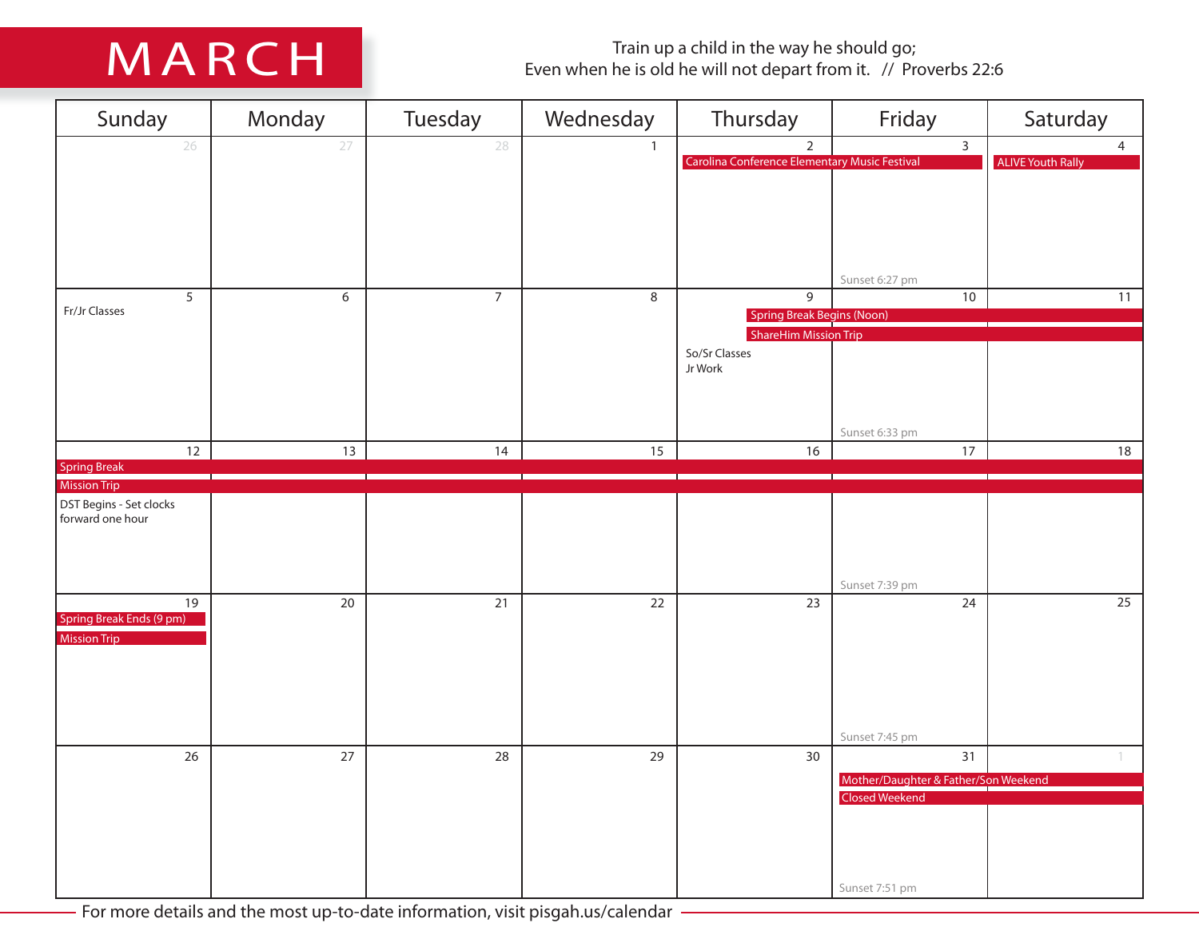# MARCH

Train up a child in the way he should go;
Even when he is old he will not depart from it. // Proverbs 22:6

| Sunday | Monday | Tuesday | Wednesday | Thursday | Friday | Saturday |
|---|---|---|---|---|---|---|
| 26 | 27 | 28 | 1 | 2 Carolina Conference Elementary Music Festival | 3 Carolina Conference Elementary Music Festival; Sunset 6:27 pm | 4 ALIVE Youth Rally |
| 5 Fr/Jr Classes | 6 | 7 | 8 | 9 Spring Break Begins (Noon); ShareHim Mission Trip; So/Sr Classes; Jr Work | 10 Spring Break Begins (Noon); ShareHim Mission Trip; Sunset 6:33 pm | 11 Spring Break Begins (Noon); ShareHim Mission Trip |
| 12 Spring Break; Mission Trip; DST Begins - Set clocks forward one hour | 13 Spring Break; Mission Trip | 14 Spring Break; Mission Trip | 15 Spring Break; Mission Trip | 16 Spring Break; Mission Trip | 17 Spring Break; Mission Trip; Sunset 7:39 pm | 18 Spring Break; Mission Trip |
| 19 Spring Break Ends (9 pm); Mission Trip | 20 | 21 | 22 | 23 | 24 Sunset 7:45 pm | 25 |
| 26 | 27 | 28 | 29 | 30 | 31 Mother/Daughter & Father/Son Weekend; Closed Weekend; Sunset 7:51 pm | 1 Mother/Daughter & Father/Son Weekend; Closed Weekend |

For more details and the most up-to-date information, visit pisgah.us/calendar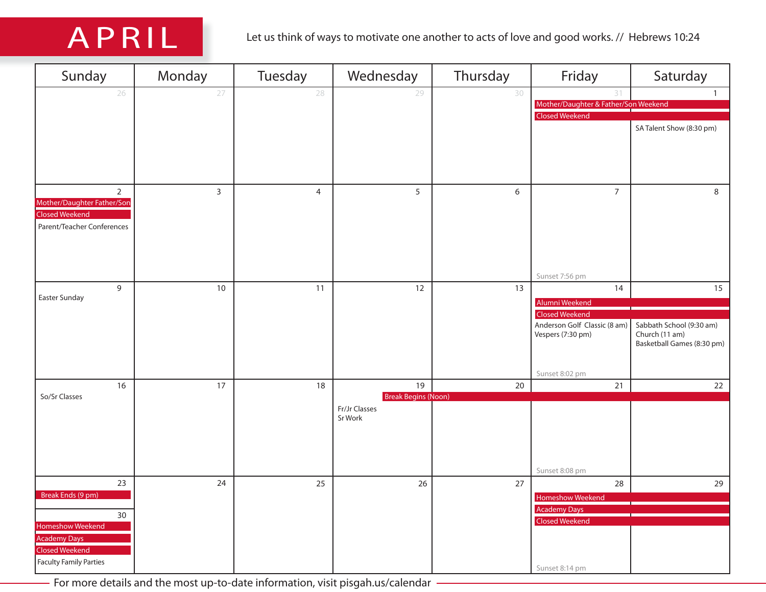# APRIL

Let us think of ways to motivate one another to acts of love and good works. // Hebrews 10:24

| Sunday | Monday | Tuesday | Wednesday | Thursday | Friday | Saturday |
|---|---|---|---|---|---|---|
| 26 | 27 | 28 | 29 | 30 | 31<br>Mother/Daughter & Father/Son Weekend<br>Closed Weekend | 1<br>Mother/Daughter & Father/Son Weekend<br>Closed Weekend<br>SA Talent Show (8:30 pm) |
| 2<br>Mother/Daughter Father/Son<br>Closed Weekend<br>Parent/Teacher Conferences | 3 | 4 | 5 | 6 | 7<br>Sunset 7:56 pm | 8 |
| 9<br>Easter Sunday | 10 | 11 | 12 | 13 | 14<br>Alumni Weekend<br>Closed Weekend<br>Anderson Golf Classic (8 am)<br>Vespers (7:30 pm)<br>Sunset 8:02 pm | 15<br>Alumni Weekend<br>Closed Weekend<br>Sabbath School (9:30 am)<br>Church (11 am)<br>Basketball Games (8:30 pm) |
| 16<br>So/Sr Classes | 17 | 18 | 19<br>Break Begins (Noon)<br>Fr/Jr Classes<br>Sr Work | 20<br>Break | 21<br>Break<br>Sunset 8:08 pm | 22<br>Break |
| 23<br>Break Ends (9 pm)<br><br>30<br>Homeshow Weekend<br>Academy Days<br>Closed Weekend<br>Faculty Family Parties | 24 | 25 | 26 | 27 | 28<br>Homeshow Weekend<br>Academy Days<br>Closed Weekend<br>Sunset 8:14 pm | 29<br>Homeshow Weekend<br>Academy Days<br>Closed Weekend |

For more details and the most up-to-date information, visit pisgah.us/calendar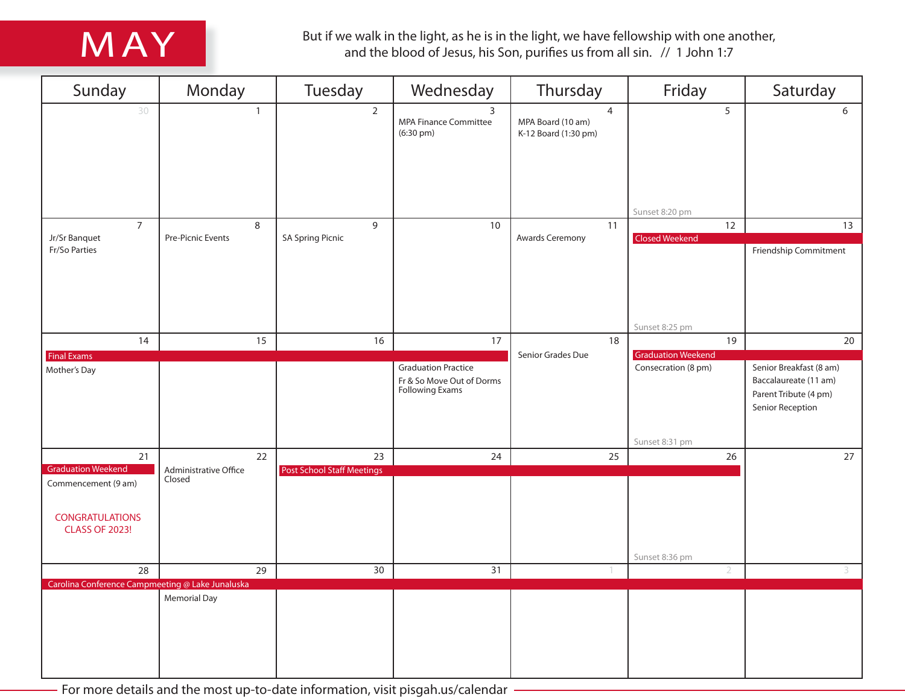# MAY

But if we walk in the light, as he is in the light, we have fellowship with one another, and the blood of Jesus, his Son, purifies us from all sin. // 1 John 1:7

| Sunday | Monday | Tuesday | Wednesday | Thursday | Friday | Saturday |
|---|---|---|---|---|---|---|
| 30 | 1 | 2 | 3<br>MPA Finance Committee (6:30 pm) | 4<br>MPA Board (10 am)<br>K-12 Board (1:30 pm) | 5<br>Sunset 8:20 pm | 6 |
| 7<br>Jr/Sr Banquet<br>Fr/So Parties | 8<br>Pre-Picnic Events | 9<br>SA Spring Picnic | 10 | 11<br>Awards Ceremony | 12<br>Closed Weekend<br>Sunset 8:25 pm | 13<br>Friendship Commitment |
| 14<br>Final Exams<br>Mother's Day | 15 | 16 | 17<br>Graduation Practice<br>Fr & So Move Out of Dorms Following Exams | 18<br>Senior Grades Due | 19<br>Graduation Weekend<br>Consecration (8 pm)<br>Sunset 8:31 pm | 20<br>Senior Breakfast (8 am)<br>Baccalaureate (11 am)<br>Parent Tribute (4 pm)<br>Senior Reception |
| 21<br>Graduation Weekend<br>Commencement (9 am)<br>CONGRATULATIONS CLASS OF 2023! | 22<br>Administrative Office Closed | 23<br>Post School Staff Meetings | 24 | 25 | 26<br>Sunset 8:36 pm | 27 |
| 28<br>Carolina Conference Campmeeting @ Lake Junaluska | 29<br>Memorial Day | 30 | 31 | 1 | 2 | 3 |

For more details and the most up-to-date information, visit pisgah.us/calendar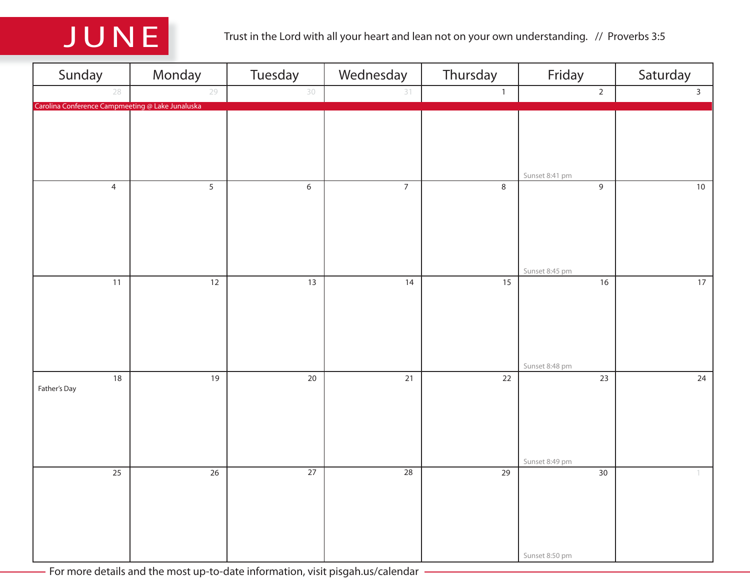# JUNE

Trust in the Lord with all your heart and lean not on your own understanding. // Proverbs 3:5

| Sunday | Monday | Tuesday | Wednesday | Thursday | Friday | Saturday |
|---|---|---|---|---|---|---|
| 28<br>Carolina Conference Campmeeting @ Lake Junaluska | 29 | 30 | 31 | 1 | 2<br>Sunset 8:41 pm | 3 |
| 4 | 5 | 6 | 7 | 8 | 9<br>Sunset 8:45 pm | 10 |
| 11 | 12 | 13 | 14 | 15 | 16<br>Sunset 8:48 pm | 17 |
| 18<br>Father's Day | 19 | 20 | 21 | 22 | 23<br>Sunset 8:49 pm | 24 |
| 25 | 26 | 27 | 28 | 29 | 30<br>Sunset 8:50 pm | 1 |

For more details and the most up-to-date information, visit pisgah.us/calendar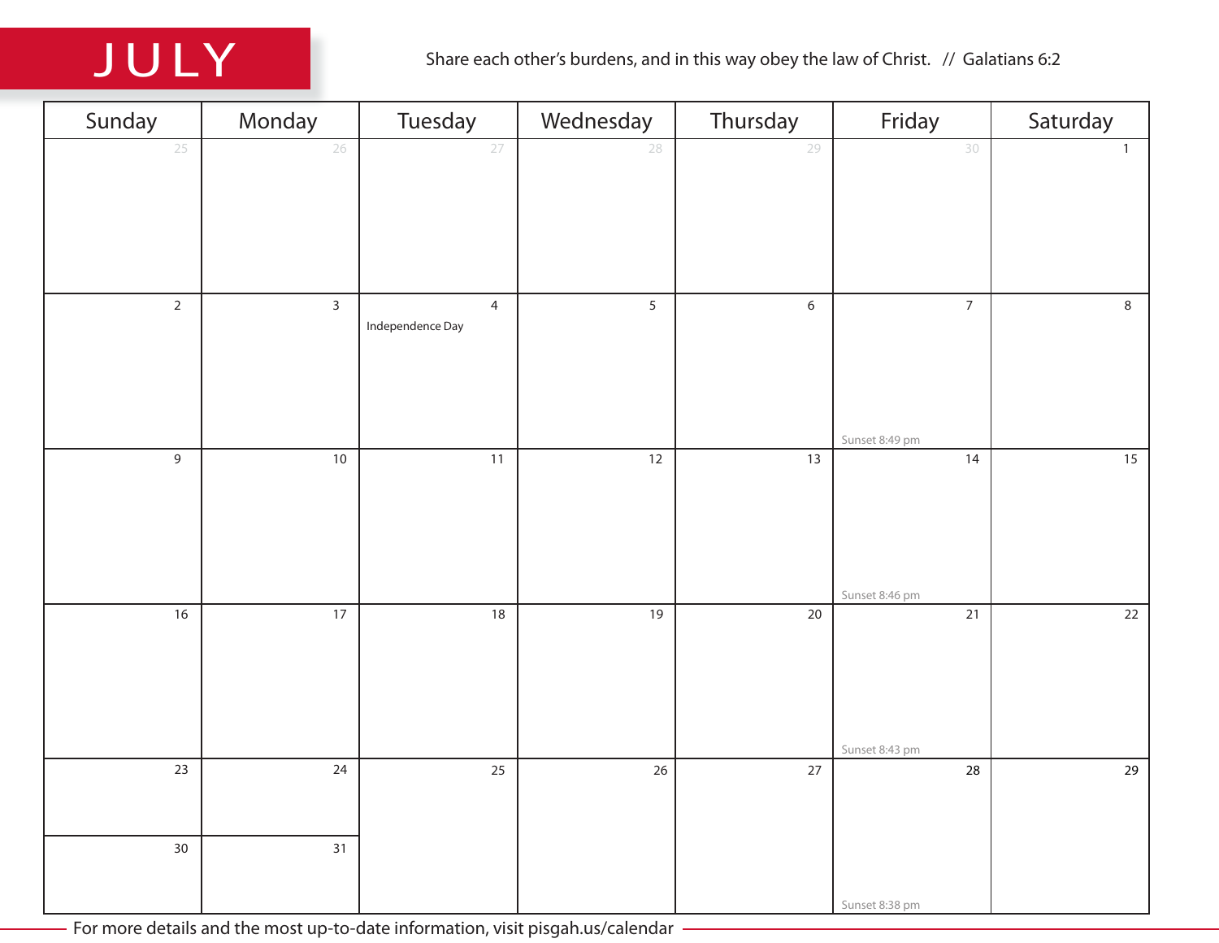# JULY

Share each other's burdens, and in this way obey the law of Christ. // Galatians 6:2

| Sunday | Monday | Tuesday | Wednesday | Thursday | Friday | Saturday |
| --- | --- | --- | --- | --- | --- | --- |
| 25 | 26 | 27 | 28 | 29 | 30 | 1 |
| 2 | 3 | 4 Independence Day | 5 | 6 | 7 Sunset 8:49 pm | 8 |
| 9 | 10 | 11 | 12 | 13 | 14 Sunset 8:46 pm | 15 |
| 16 | 17 | 18 | 19 | 20 | 21 Sunset 8:43 pm | 22 |
| 23 / 30 | 24 / 31 | 25 | 26 | 27 | 28 Sunset 8:38 pm | 29 |

For more details and the most up-to-date information, visit pisgah.us/calendar